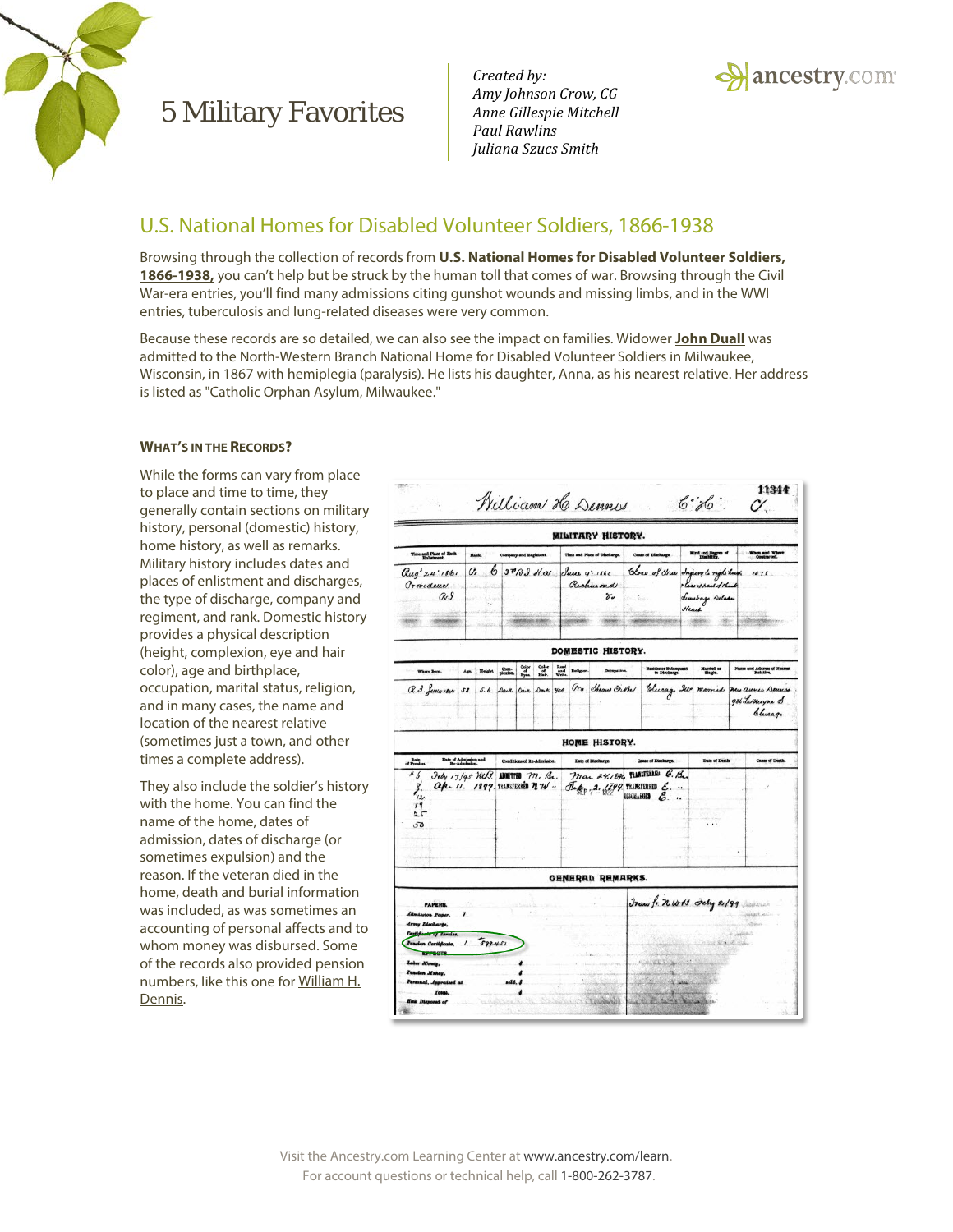# 5 Military Favorites

*Created by:*
*Amy Johnson Crow, CG*
*Anne Gillespie Mitchell*
*Paul Rawlins*
*Juliana Szucs Smith*

## U.S. National Homes for Disabled Volunteer Soldiers, 1866-1938

Browsing through the collection of records from **U.S. National Homes for Disabled Volunteer Soldiers, 1866-1938,** you can't help but be struck by the human toll that comes of war. Browsing through the Civil War-era entries, you'll find many admissions citing gunshot wounds and missing limbs, and in the WWI entries, tuberculosis and lung-related diseases were very common.

Because these records are so detailed, we can also see the impact on families. Widower **John Duall** was admitted to the North-Western Branch National Home for Disabled Volunteer Soldiers in Milwaukee, Wisconsin, in 1867 with hemiplegia (paralysis). He lists his daughter, Anna, as his nearest relative. Her address is listed as "Catholic Orphan Asylum, Milwaukee."

### WHAT'S IN THE RECORDS?

While the forms can vary from place to place and time to time, they generally contain sections on military history, personal (domestic) history, home history, as well as remarks. Military history includes dates and places of enlistment and discharges, the type of discharge, company and regiment, and rank. Domestic history provides a physical description (height, complexion, eye and hair color), age and birthplace, occupation, marital status, religion, and in many cases, the name and location of the nearest relative (sometimes just a town, and other times a complete address).

They also include the soldier's history with the home. You can find the name of the home, dates of admission, dates of discharge (or sometimes expulsion) and the reason. If the veteran died in the home, death and burial information was included, as was sometimes an accounting of personal affects and to whom money was disbursed. Some of the records also provided pension numbers, like this one for William H. Dennis.

Visit the Ancestry.com Learning Center at www.ancestry.com/learn.
For account questions or technical help, call 1-800-262-3787.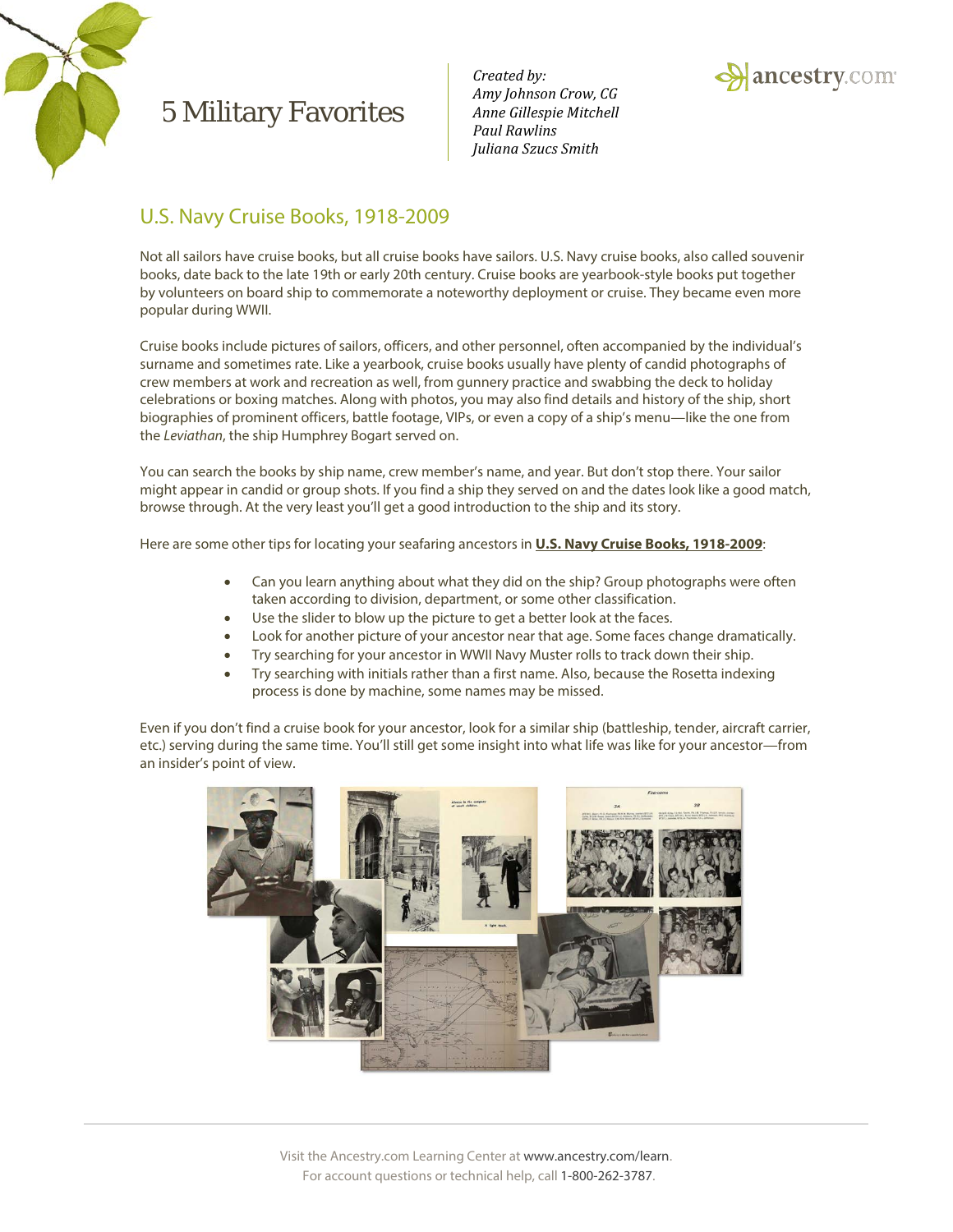# 5 Military Favorites

*Created by:*
*Amy Johnson Crow, CG*
*Anne Gillespie Mitchell*
*Paul Rawlins*
*Juliana Szucs Smith*

## U.S. Navy Cruise Books, 1918-2009

Not all sailors have cruise books, but all cruise books have sailors. U.S. Navy cruise books, also called souvenir books, date back to the late 19th or early 20th century. Cruise books are yearbook-style books put together by volunteers on board ship to commemorate a noteworthy deployment or cruise. They became even more popular during WWII.

Cruise books include pictures of sailors, officers, and other personnel, often accompanied by the individual's surname and sometimes rate. Like a yearbook, cruise books usually have plenty of candid photographs of crew members at work and recreation as well, from gunnery practice and swabbing the deck to holiday celebrations or boxing matches. Along with photos, you may also find details and history of the ship, short biographies of prominent officers, battle footage, VIPs, or even a copy of a ship's menu—like the one from the *Leviathan*, the ship Humphrey Bogart served on.

You can search the books by ship name, crew member's name, and year. But don't stop there. Your sailor might appear in candid or group shots. If you find a ship they served on and the dates look like a good match, browse through. At the very least you'll get a good introduction to the ship and its story.

Here are some other tips for locating your seafaring ancestors in **U.S. Navy Cruise Books, 1918-2009**:

- Can you learn anything about what they did on the ship? Group photographs were often taken according to division, department, or some other classification.
- Use the slider to blow up the picture to get a better look at the faces.
- Look for another picture of your ancestor near that age. Some faces change dramatically.
- Try searching for your ancestor in WWII Navy Muster rolls to track down their ship.
- Try searching with initials rather than a first name. Also, because the Rosetta indexing process is done by machine, some names may be missed.

Even if you don't find a cruise book for your ancestor, look for a similar ship (battleship, tender, aircraft carrier, etc.) serving during the same time. You'll still get some insight into what life was like for your ancestor—from an insider's point of view.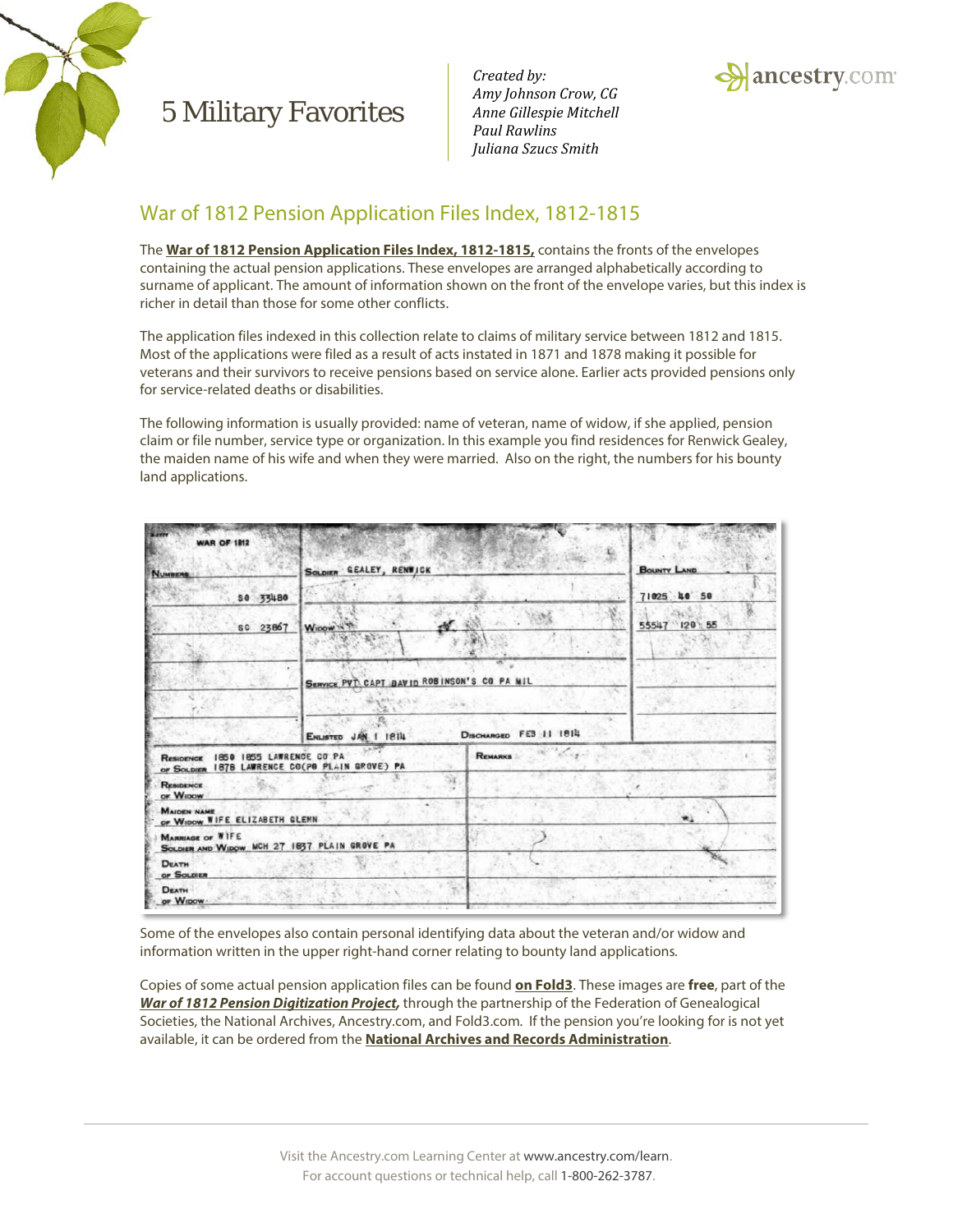# 5 Military Favorites

*Created by:*
*Amy Johnson Crow, CG*
*Anne Gillespie Mitchell*
*Paul Rawlins*
*Juliana Szucs Smith*

## War of 1812 Pension Application Files Index, 1812-1815

The **War of 1812 Pension Application Files Index, 1812-1815,** contains the fronts of the envelopes containing the actual pension applications. These envelopes are arranged alphabetically according to surname of applicant. The amount of information shown on the front of the envelope varies, but this index is richer in detail than those for some other conflicts.

The application files indexed in this collection relate to claims of military service between 1812 and 1815. Most of the applications were filed as a result of acts instated in 1871 and 1878 making it possible for veterans and their survivors to receive pensions based on service alone. Earlier acts provided pensions only for service-related deaths or disabilities.

The following information is usually provided: name of veteran, name of widow, if she applied, pension claim or file number, service type or organization. In this example you find residences for Renwick Gealey, the maiden name of his wife and when they were married. Also on the right, the numbers for his bounty land applications.

WAR OF 1812

| Numbers | Soldier GEALEY, RENWICK | | Bounty Land |
|---|---|---|---|
| SO 33480 | | | 71025 40 50 |
| SC 23867 | Widow | | 55547 120 55 |
| | Service PVT CAPT DAVID ROBINSON'S CO PA MIL | | |
| | Enlisted JAN 1 1814 | Discharged FEB 11 1814 | |

| | |
|---|---|
| Residence of Soldier 1850 1855 LAWRENCE CO PA; 1878 LAWRENCE CO(PO PLAIN GROVE) PA | Remarks |
| Residence of Widow | |
| Maiden name of Widow WIFE ELIZABETH GLENN | |
| Marriage of Wife Soldier and Widow MCH 27 1837 PLAIN GROVE PA | |
| Death of Soldier | |
| Death of Widow | |

Some of the envelopes also contain personal identifying data about the veteran and/or widow and information written in the upper right-hand corner relating to bounty land applications.

Copies of some actual pension application files can be found **on Fold3**. These images are **free**, part of the ***War of 1812 Pension Digitization Project,*** through the partnership of the Federation of Genealogical Societies, the National Archives, Ancestry.com, and Fold3.com. If the pension you're looking for is not yet available, it can be ordered from the **National Archives and Records Administration**.

Visit the Ancestry.com Learning Center at www.ancestry.com/learn.
For account questions or technical help, call 1-800-262-3787.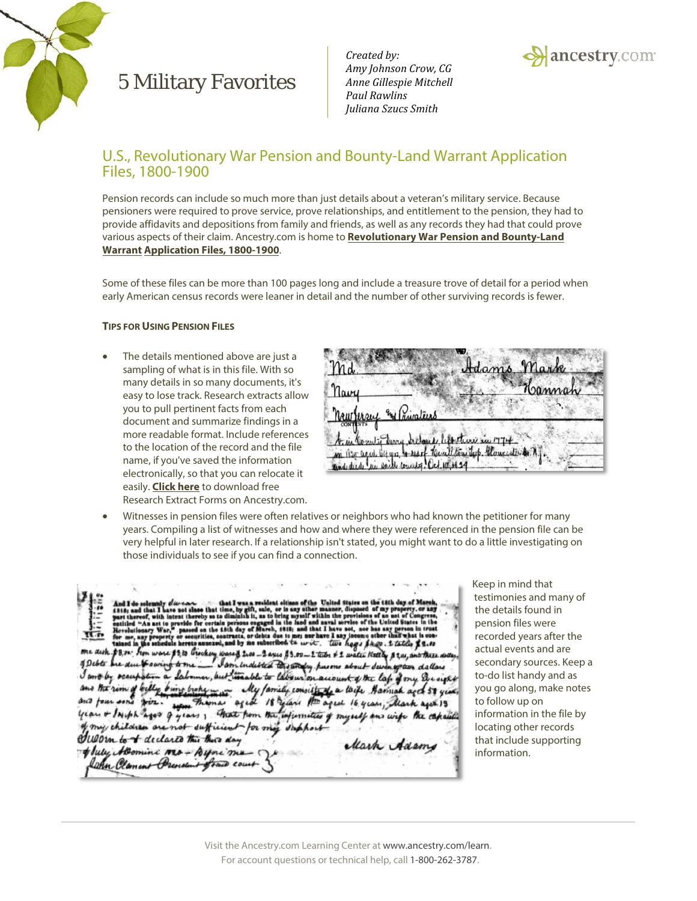# 5 Military Favorites

*Created by:*
*Amy Johnson Crow, CG*
*Anne Gillespie Mitchell*
*Paul Rawlins*
*Juliana Szucs Smith*

## U.S., Revolutionary War Pension and Bounty-Land Warrant Application Files, 1800-1900

Pension records can include so much more than just details about a veteran's military service. Because pensioners were required to prove service, prove relationships, and entitlement to the pension, they had to provide affidavits and depositions from family and friends, as well as any records they had that could prove various aspects of their claim. Ancestry.com is home to **Revolutionary War Pension and Bounty-Land Warrant Application Files, 1800-1900**.

Some of these files can be more than 100 pages long and include a treasure trove of detail for a period when early American census records were leaner in detail and the number of other surviving records is fewer.

### Tips for Using Pension Files

- The details mentioned above are just a sampling of what is in this file. With so many details in so many documents, it's easy to lose track. Research extracts allow you to pull pertinent facts from each document and summarize findings in a more readable format. Include references to the location of the record and the file name, if you've saved the information electronically, so that you can relocate it easily. **Click here** to download free Research Extract Forms on Ancestry.com.
- Witnesses in pension files were often relatives or neighbors who had known the petitioner for many years. Compiling a list of witnesses and how and where they were referenced in the pension file can be very helpful in later research. If a relationship isn't stated, you might want to do a little investigating on those individuals to see if you can find a connection.

Keep in mind that testimonies and many of the details found in pension files were recorded years after the actual events and are secondary sources. Keep a to-do list handy and as you go along, make notes to follow up on information in the file by locating other records that include supporting information.

Visit the Ancestry.com Learning Center at www.ancestry.com/learn.
For account questions or technical help, call 1-800-262-3787.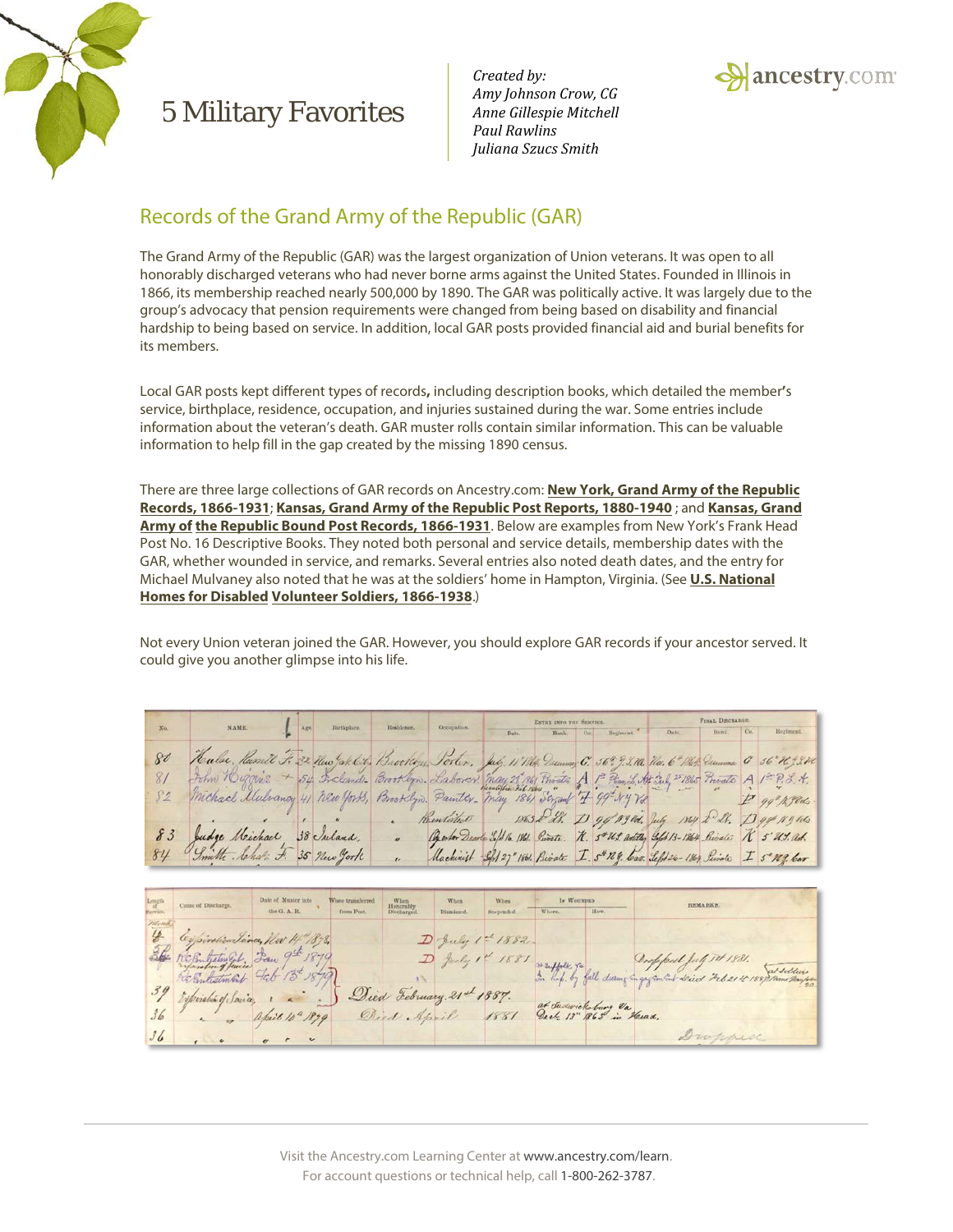# 5 Military Favorites

*Created by:*
*Amy Johnson Crow, CG*
*Anne Gillespie Mitchell*
*Paul Rawlins*
*Juliana Szucs Smith*

## Records of the Grand Army of the Republic (GAR)

The Grand Army of the Republic (GAR) was the largest organization of Union veterans. It was open to all honorably discharged veterans who had never borne arms against the United States. Founded in Illinois in 1866, its membership reached nearly 500,000 by 1890. The GAR was politically active. It was largely due to the group's advocacy that pension requirements were changed from being based on disability and financial hardship to being based on service. In addition, local GAR posts provided financial aid and burial benefits for its members.

Local GAR posts kept different types of records, including description books, which detailed the member's service, birthplace, residence, occupation, and injuries sustained during the war. Some entries include information about the veteran's death. GAR muster rolls contain similar information. This can be valuable information to help fill in the gap created by the missing 1890 census.

There are three large collections of GAR records on Ancestry.com: **New York, Grand Army of the Republic Records, 1866-1931**; **Kansas, Grand Army of the Republic Post Reports, 1880-1940**; and **Kansas, Grand Army of the Republic Bound Post Records, 1866-1931**. Below are examples from New York's Frank Head Post No. 16 Descriptive Books. They noted both personal and service details, membership dates with the GAR, whether wounded in service, and remarks. Several entries also noted death dates, and the entry for Michael Mulvaney also noted that he was at the soldiers' home in Hampton, Virginia. (See **U.S. National Homes for Disabled Volunteer Soldiers, 1866-1938**.)

Not every Union veteran joined the GAR. However, you should explore GAR records if your ancestor served. It could give you another glimpse into his life.

Visit the Ancestry.com Learning Center at www.ancestry.com/learn.
For account questions or technical help, call 1-800-262-3787.